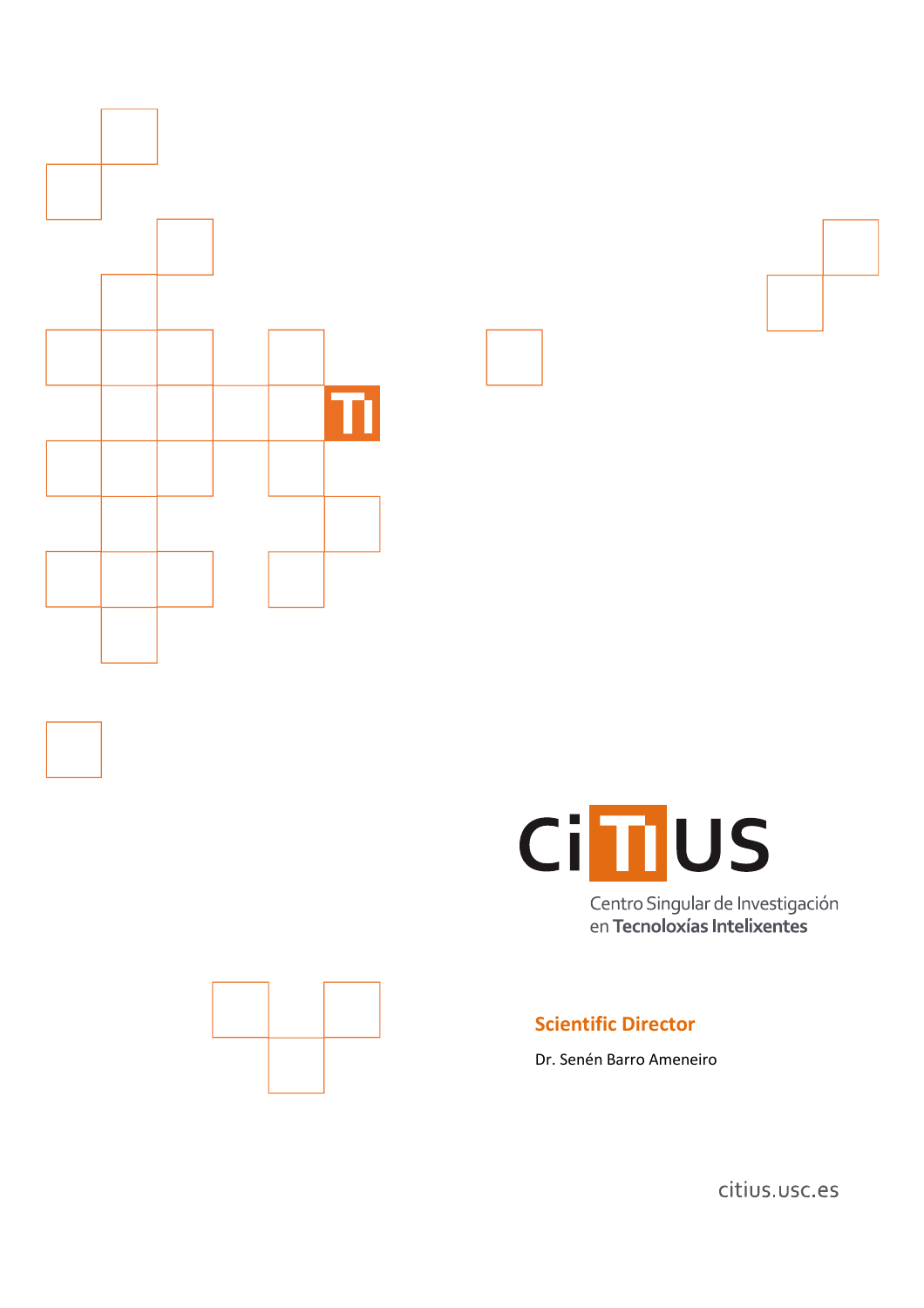# CiTIUS

Centro Singular de Investigación
en **Tecnoloxías Intelixentes**

**Scientific Director**

Dr. Senén Barro Ameneiro

citius.usc.es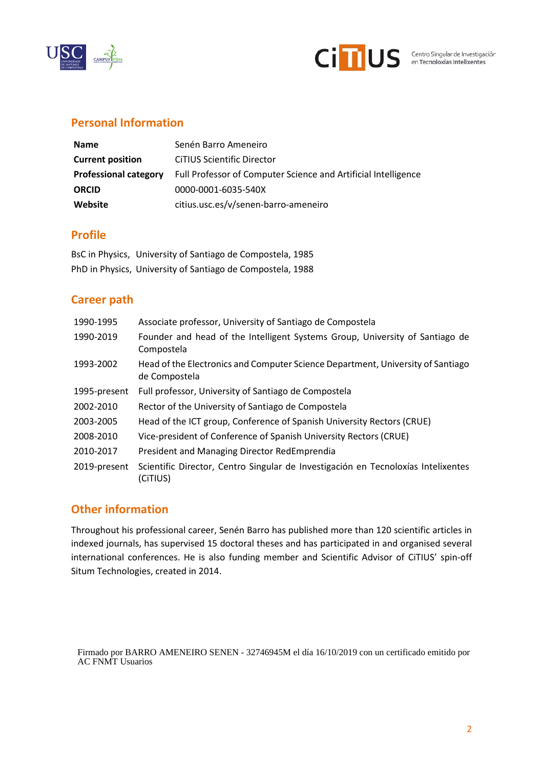## Personal Information

| | |
|---|---|
| **Name** | Senén Barro Ameneiro |
| **Current position** | CiTIUS Scientific Director |
| **Professional category** | Full Professor of Computer Science and Artificial Intelligence |
| **ORCID** | 0000-0001-6035-540X |
| **Website** | citius.usc.es/v/senen-barro-ameneiro |

## Profile

BsC in Physics, University of Santiago de Compostela, 1985
PhD in Physics, University of Santiago de Compostela, 1988

## Career path

| | |
|---|---|
| 1990-1995 | Associate professor, University of Santiago de Compostela |
| 1990-2019 | Founder and head of the Intelligent Systems Group, University of Santiago de Compostela |
| 1993-2002 | Head of the Electronics and Computer Science Department, University of Santiago de Compostela |
| 1995-present | Full professor, University of Santiago de Compostela |
| 2002-2010 | Rector of the University of Santiago de Compostela |
| 2003-2005 | Head of the ICT group, Conference of Spanish University Rectors (CRUE) |
| 2008-2010 | Vice-president of Conference of Spanish University Rectors (CRUE) |
| 2010-2017 | President and Managing Director RedEmprendia |
| 2019-present | Scientific Director, Centro Singular de Investigación en Tecnoloxías Intelixentes (CiTIUS) |

## Other information

Throughout his professional career, Senén Barro has published more than 120 scientific articles in indexed journals, has supervised 15 doctoral theses and has participated in and organised several international conferences. He is also funding member and Scientific Advisor of CiTIUS' spin-off Situm Technologies, created in 2014.

Firmado por BARRO AMENEIRO SENEN - 32746945M el día 16/10/2019 con un certificado emitido por AC FNMT Usuarios